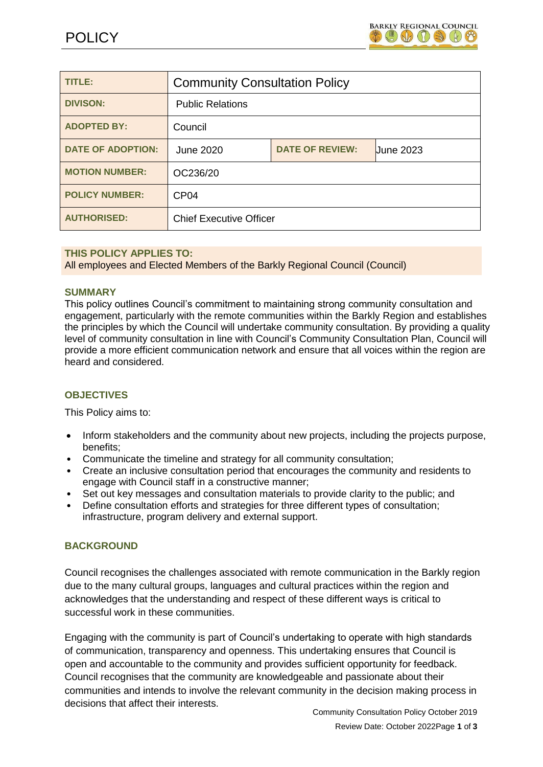# POLICY

| TITLE: | Community Consultation Policy | | |
|---|---|---|---|
| DIVISON: | Public Relations | | |
| ADOPTED BY: | Council | | |
| DATE OF ADOPTION: | June 2020 | DATE OF REVIEW: | June 2023 |
| MOTION NUMBER: | OC236/20 | | |
| POLICY NUMBER: | CP04 | | |
| AUTHORISED: | Chief Executive Officer | | |

**THIS POLICY APPLIES TO:**
All employees and Elected Members of the Barkly Regional Council (Council)

## SUMMARY

This policy outlines Council's commitment to maintaining strong community consultation and engagement, particularly with the remote communities within the Barkly Region and establishes the principles by which the Council will undertake community consultation. By providing a quality level of community consultation in line with Council's Community Consultation Plan, Council will provide a more efficient communication network and ensure that all voices within the region are heard and considered.

## OBJECTIVES

This Policy aims to:

- Inform stakeholders and the community about new projects, including the projects purpose, benefits;
- Communicate the timeline and strategy for all community consultation;
- Create an inclusive consultation period that encourages the community and residents to engage with Council staff in a constructive manner;
- Set out key messages and consultation materials to provide clarity to the public; and
- Define consultation efforts and strategies for three different types of consultation; infrastructure, program delivery and external support.

## BACKGROUND

Council recognises the challenges associated with remote communication in the Barkly region due to the many cultural groups, languages and cultural practices within the region and acknowledges that the understanding and respect of these different ways is critical to successful work in these communities.

Engaging with the community is part of Council's undertaking to operate with high standards of communication, transparency and openness. This undertaking ensures that Council is open and accountable to the community and provides sufficient opportunity for feedback. Council recognises that the community are knowledgeable and passionate about their communities and intends to involve the relevant community in the decision making process in decisions that affect their interests.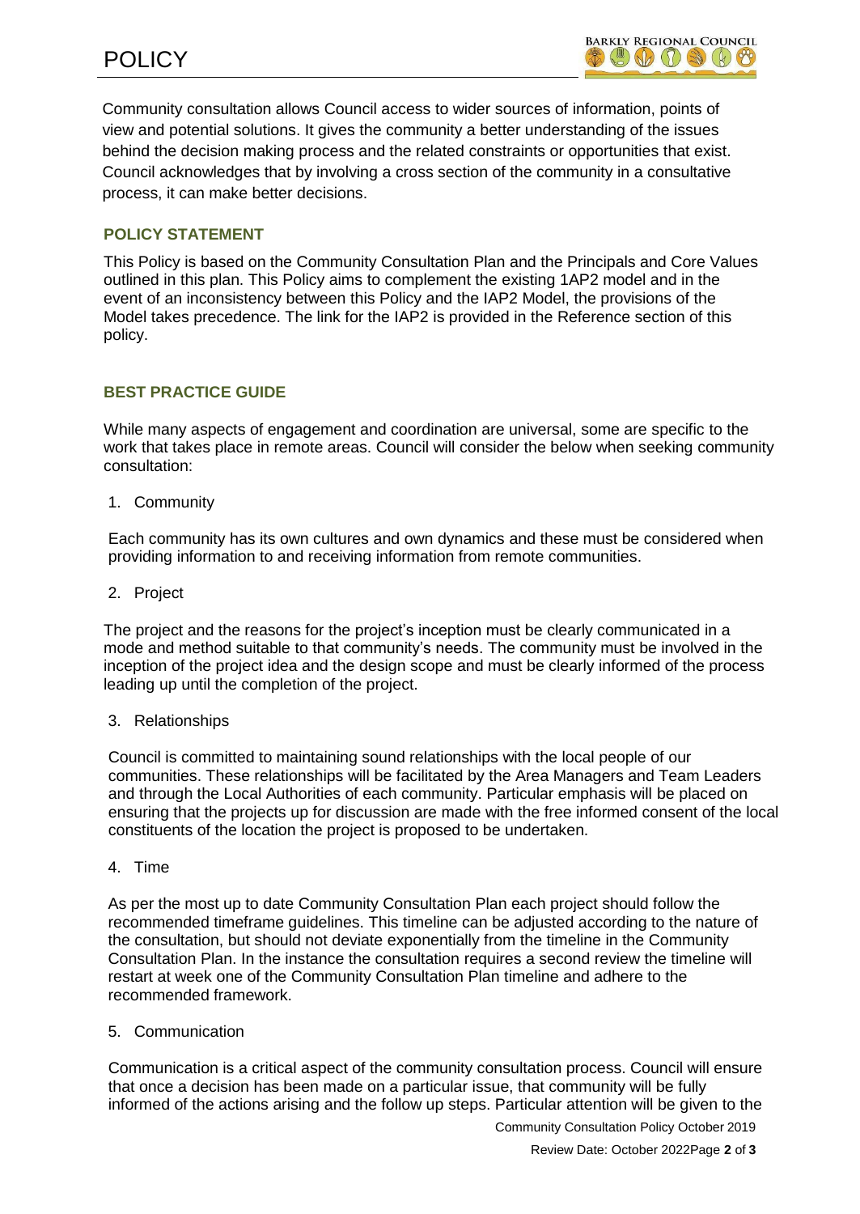Community consultation allows Council access to wider sources of information, points of view and potential solutions. It gives the community a better understanding of the issues behind the decision making process and the related constraints or opportunities that exist. Council acknowledges that by involving a cross section of the community in a consultative process, it can make better decisions.

## POLICY STATEMENT

This Policy is based on the Community Consultation Plan and the Principals and Core Values outlined in this plan. This Policy aims to complement the existing 1AP2 model and in the event of an inconsistency between this Policy and the IAP2 Model, the provisions of the Model takes precedence. The link for the IAP2 is provided in the Reference section of this policy.

## BEST PRACTICE GUIDE

While many aspects of engagement and coordination are universal, some are specific to the work that takes place in remote areas. Council will consider the below when seeking community consultation:

1. Community

Each community has its own cultures and own dynamics and these must be considered when providing information to and receiving information from remote communities.

2. Project

The project and the reasons for the project's inception must be clearly communicated in a mode and method suitable to that community's needs. The community must be involved in the inception of the project idea and the design scope and must be clearly informed of the process leading up until the completion of the project.

3. Relationships

Council is committed to maintaining sound relationships with the local people of our communities. These relationships will be facilitated by the Area Managers and Team Leaders and through the Local Authorities of each community. Particular emphasis will be placed on ensuring that the projects up for discussion are made with the free informed consent of the local constituents of the location the project is proposed to be undertaken.

4. Time

As per the most up to date Community Consultation Plan each project should follow the recommended timeframe guidelines. This timeline can be adjusted according to the nature of the consultation, but should not deviate exponentially from the timeline in the Community Consultation Plan. In the instance the consultation requires a second review the timeline will restart at week one of the Community Consultation Plan timeline and adhere to the recommended framework.

5. Communication

Communication is a critical aspect of the community consultation process. Council will ensure that once a decision has been made on a particular issue, that community will be fully informed of the actions arising and the follow up steps. Particular attention will be given to the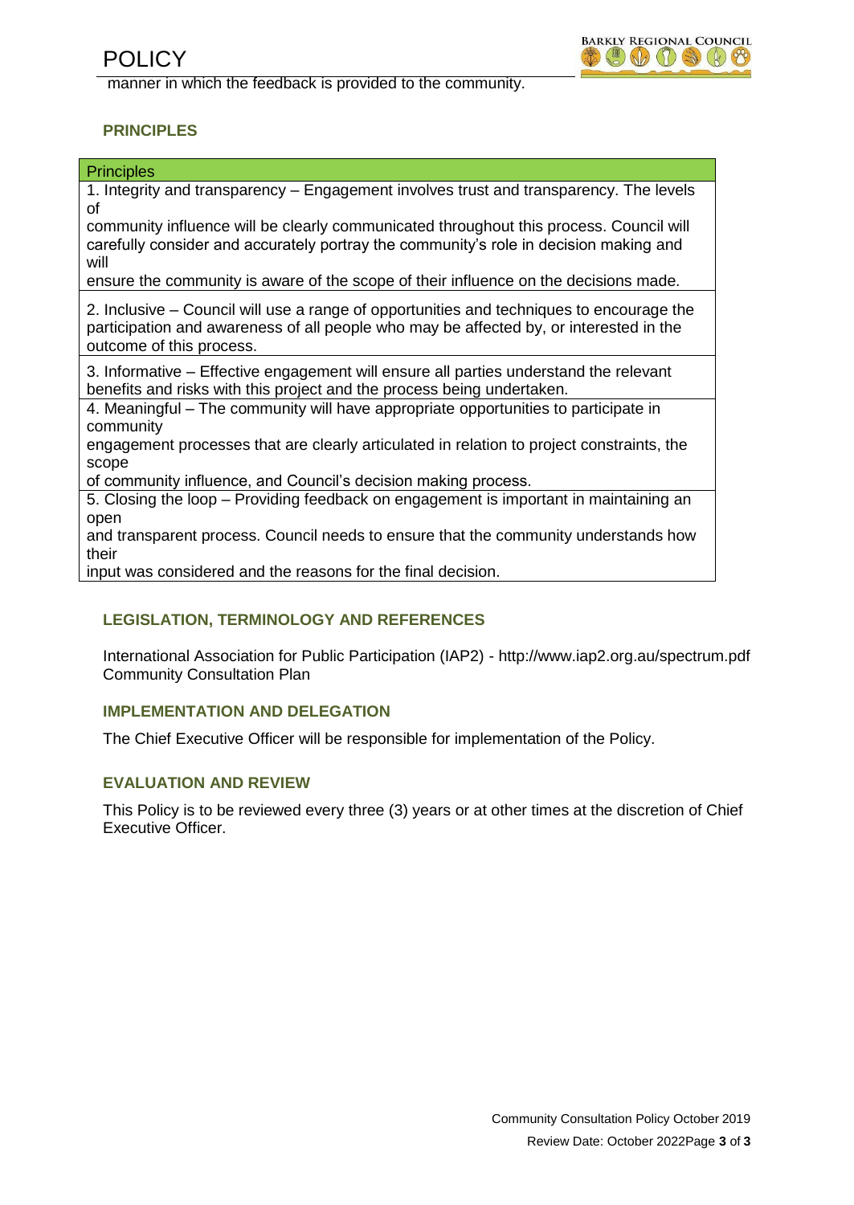manner in which the feedback is provided to the community.

## PRINCIPLES

| Principles |
|---|
| 1. Integrity and transparency – Engagement involves trust and transparency. The levels of community influence will be clearly communicated throughout this process. Council will carefully consider and accurately portray the community's role in decision making and will ensure the community is aware of the scope of their influence on the decisions made. |
| 2. Inclusive – Council will use a range of opportunities and techniques to encourage the participation and awareness of all people who may be affected by, or interested in the outcome of this process. |
| 3. Informative – Effective engagement will ensure all parties understand the relevant benefits and risks with this project and the process being undertaken. |
| 4. Meaningful – The community will have appropriate opportunities to participate in community engagement processes that are clearly articulated in relation to project constraints, the scope of community influence, and Council's decision making process. |
| 5. Closing the loop – Providing feedback on engagement is important in maintaining an open and transparent process. Council needs to ensure that the community understands how their input was considered and the reasons for the final decision. |

## LEGISLATION, TERMINOLOGY AND REFERENCES

International Association for Public Participation (IAP2) - http://www.iap2.org.au/spectrum.pdf
Community Consultation Plan

## IMPLEMENTATION AND DELEGATION

The Chief Executive Officer will be responsible for implementation of the Policy.

## EVALUATION AND REVIEW

This Policy is to be reviewed every three (3) years or at other times at the discretion of Chief Executive Officer.